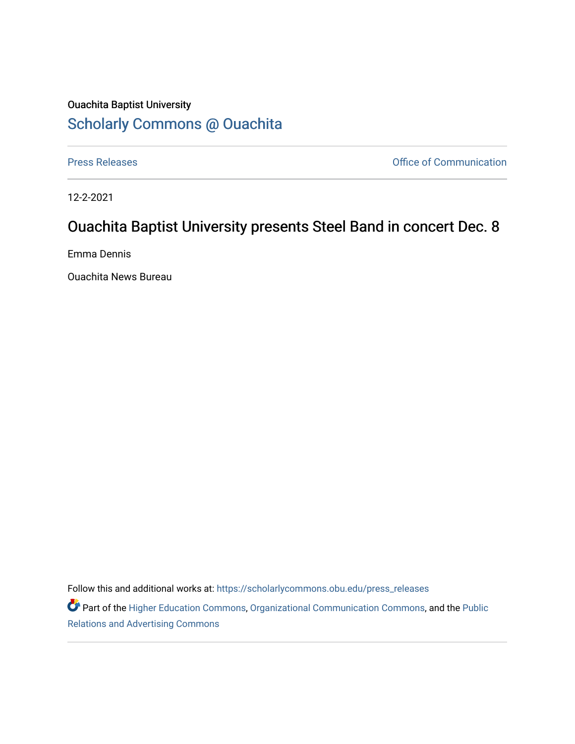Ouachita Baptist University

# Scholarly Commons @ Ouachita

Press Releases | Office of Communication

12-2-2021

## Ouachita Baptist University presents Steel Band in concert Dec. 8

Emma Dennis

Ouachita News Bureau

Follow this and additional works at: https://scholarlycommons.obu.edu/press_releases

Part of the Higher Education Commons, Organizational Communication Commons, and the Public Relations and Advertising Commons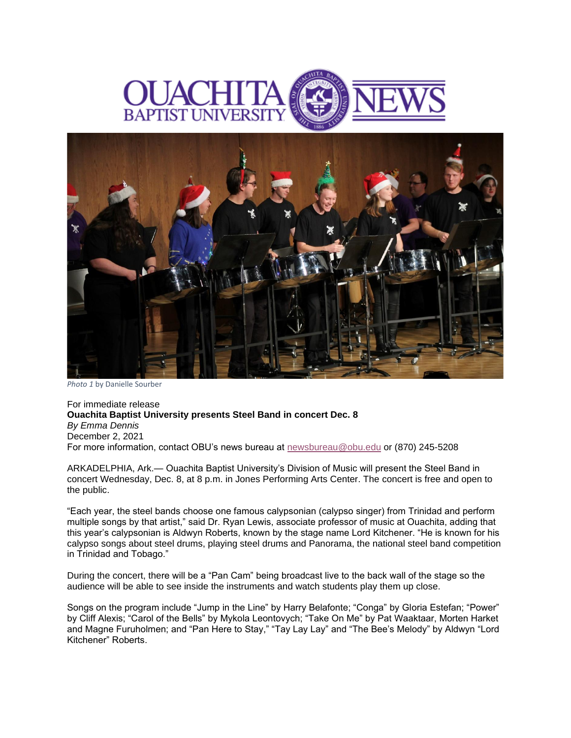*Photo 1* by Danielle Sourber

For immediate release

**Ouachita Baptist University presents Steel Band in concert Dec. 8**

*By Emma Dennis*

December 2, 2021

For more information, contact OBU's news bureau at newsbureau@obu.edu or (870) 245-5208

ARKADELPHIA, Ark.— Ouachita Baptist University's Division of Music will present the Steel Band in concert Wednesday, Dec. 8, at 8 p.m. in Jones Performing Arts Center. The concert is free and open to the public.

"Each year, the steel bands choose one famous calypsonian (calypso singer) from Trinidad and perform multiple songs by that artist," said Dr. Ryan Lewis, associate professor of music at Ouachita, adding that this year's calypsonian is Aldwyn Roberts, known by the stage name Lord Kitchener. "He is known for his calypso songs about steel drums, playing steel drums and Panorama, the national steel band competition in Trinidad and Tobago."

During the concert, there will be a "Pan Cam" being broadcast live to the back wall of the stage so the audience will be able to see inside the instruments and watch students play them up close.

Songs on the program include "Jump in the Line" by Harry Belafonte; "Conga" by Gloria Estefan; "Power" by Cliff Alexis; "Carol of the Bells" by Mykola Leontovych; "Take On Me" by Pat Waaktaar, Morten Harket and Magne Furuholmen; and "Pan Here to Stay," "Tay Lay Lay" and "The Bee's Melody" by Aldwyn "Lord Kitchener" Roberts.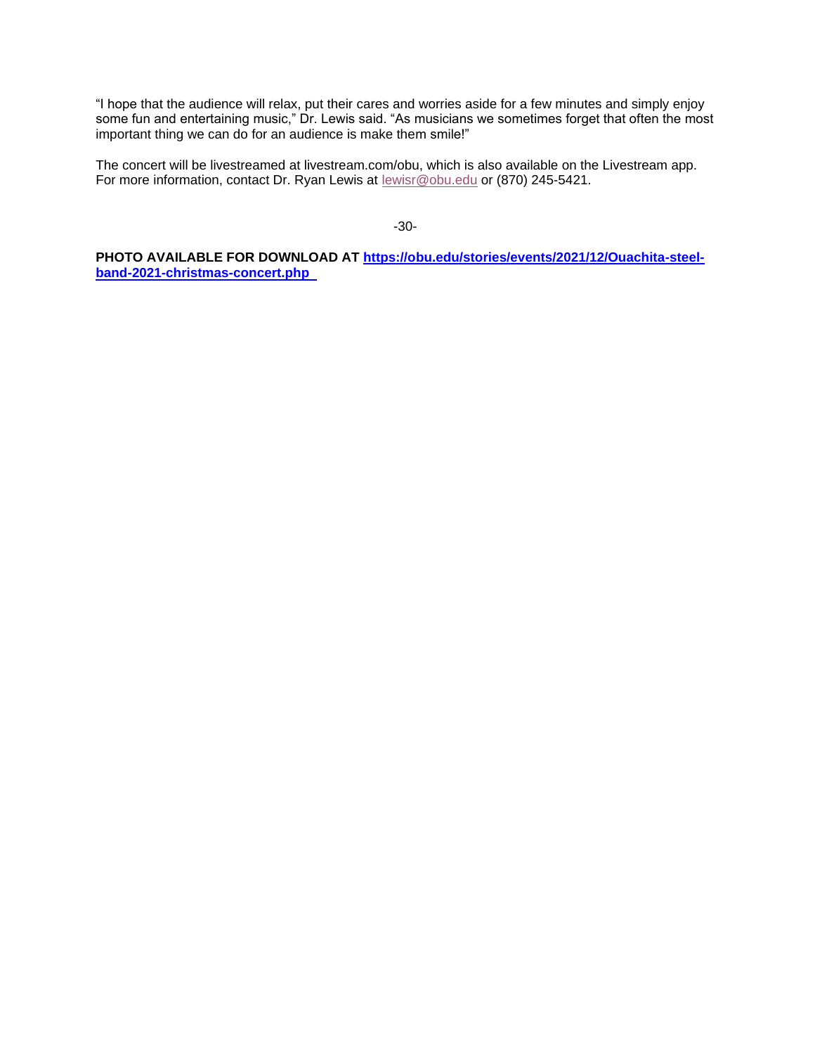"I hope that the audience will relax, put their cares and worries aside for a few minutes and simply enjoy some fun and entertaining music," Dr. Lewis said. "As musicians we sometimes forget that often the most important thing we can do for an audience is make them smile!"

The concert will be livestreamed at livestream.com/obu, which is also available on the Livestream app. For more information, contact Dr. Ryan Lewis at [lewisr@obu.edu](mailto:lewisr@obu.edu) or (870) 245-5421.

-30-

**PHOTO AVAILABLE FOR DOWNLOAD AT [https://obu.edu/stories/events/2021/12/Ouachita-steel-band-2021-christmas-concert.php](https://obu.edu/stories/events/2021/12/Ouachita-steel-band-2021-christmas-concert.php)**